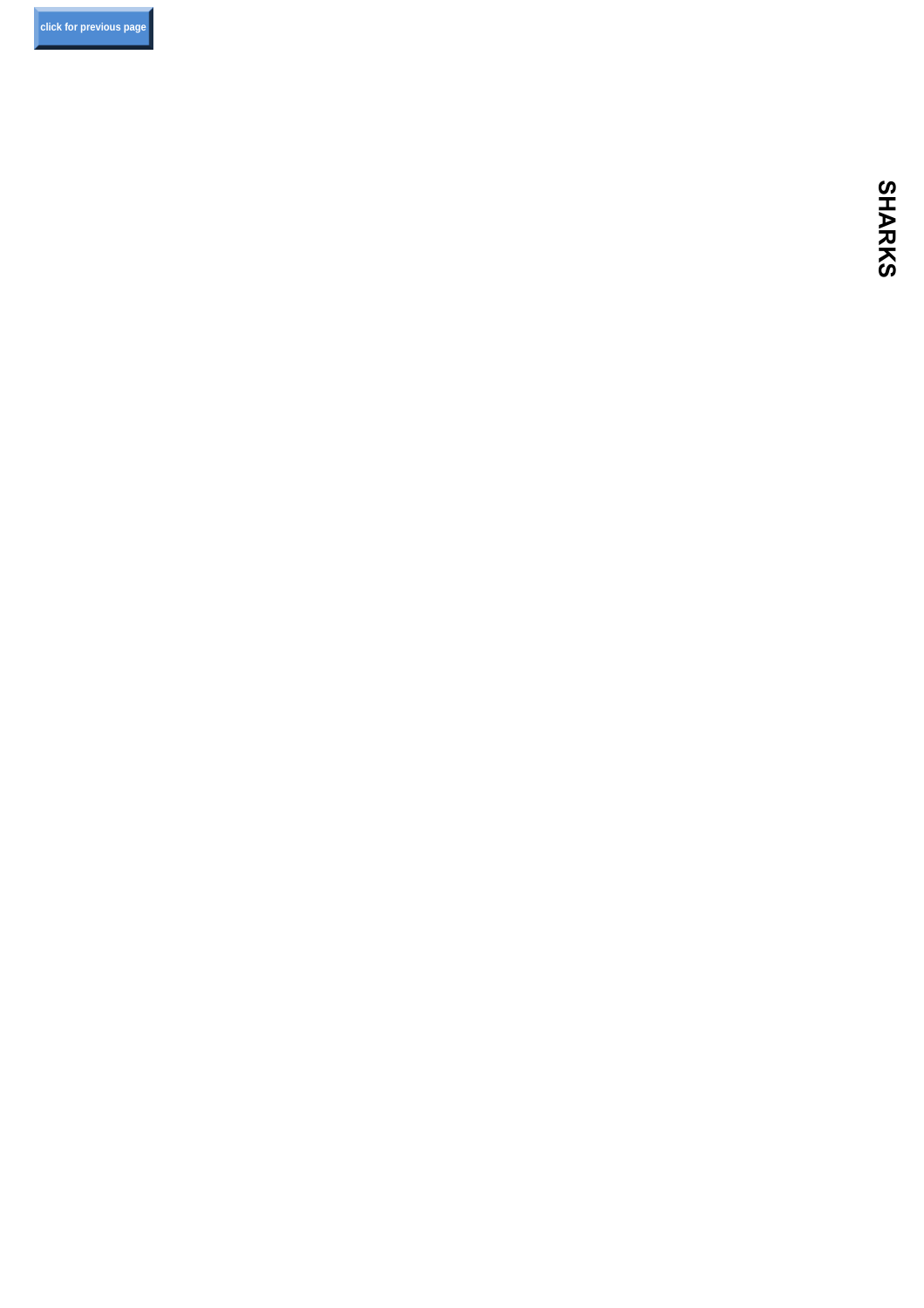click for previous page

SHARKS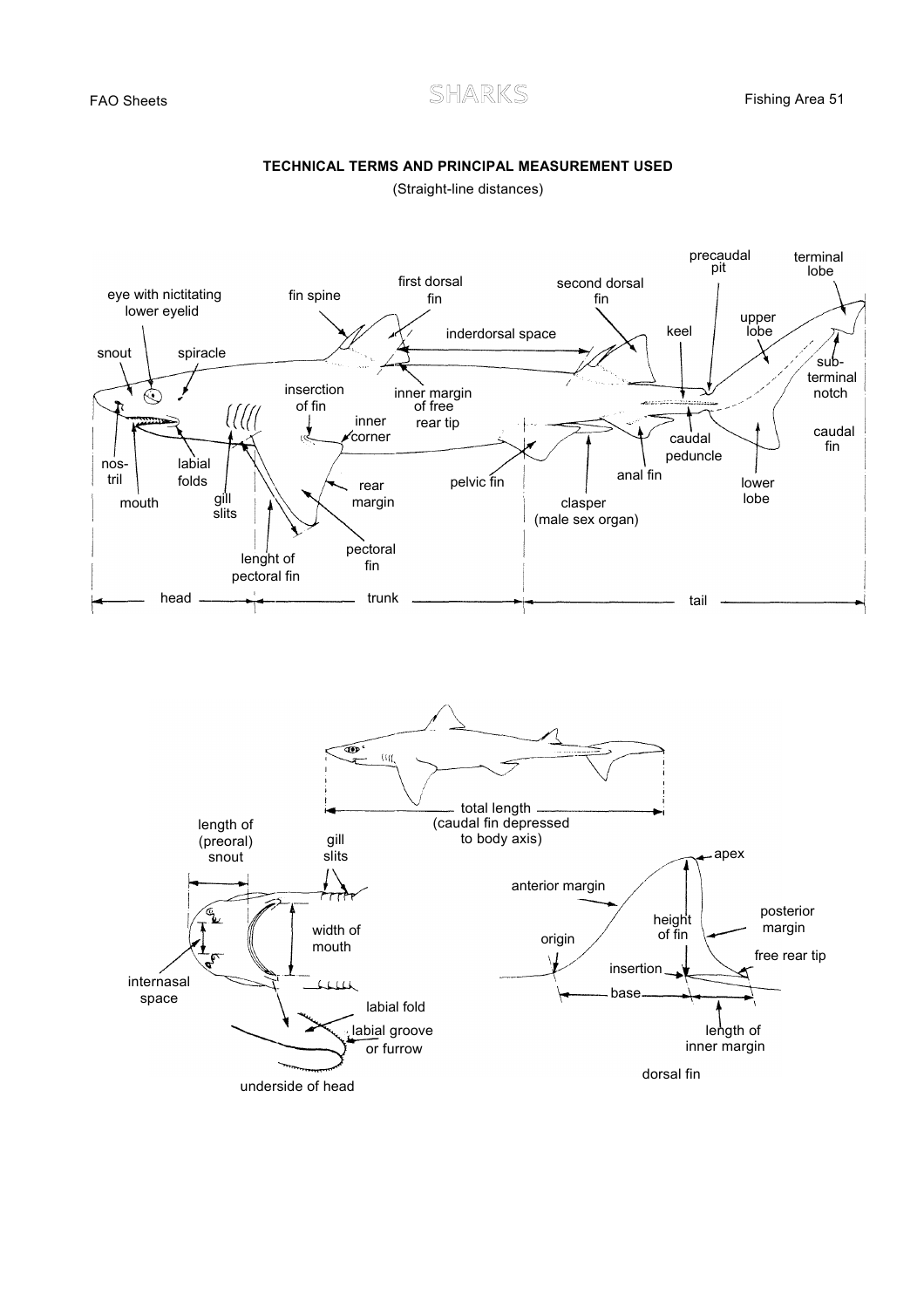# TECHNICAL TERMS AND PRINCIPAL MEASUREMENT USED

(Straight-line distances)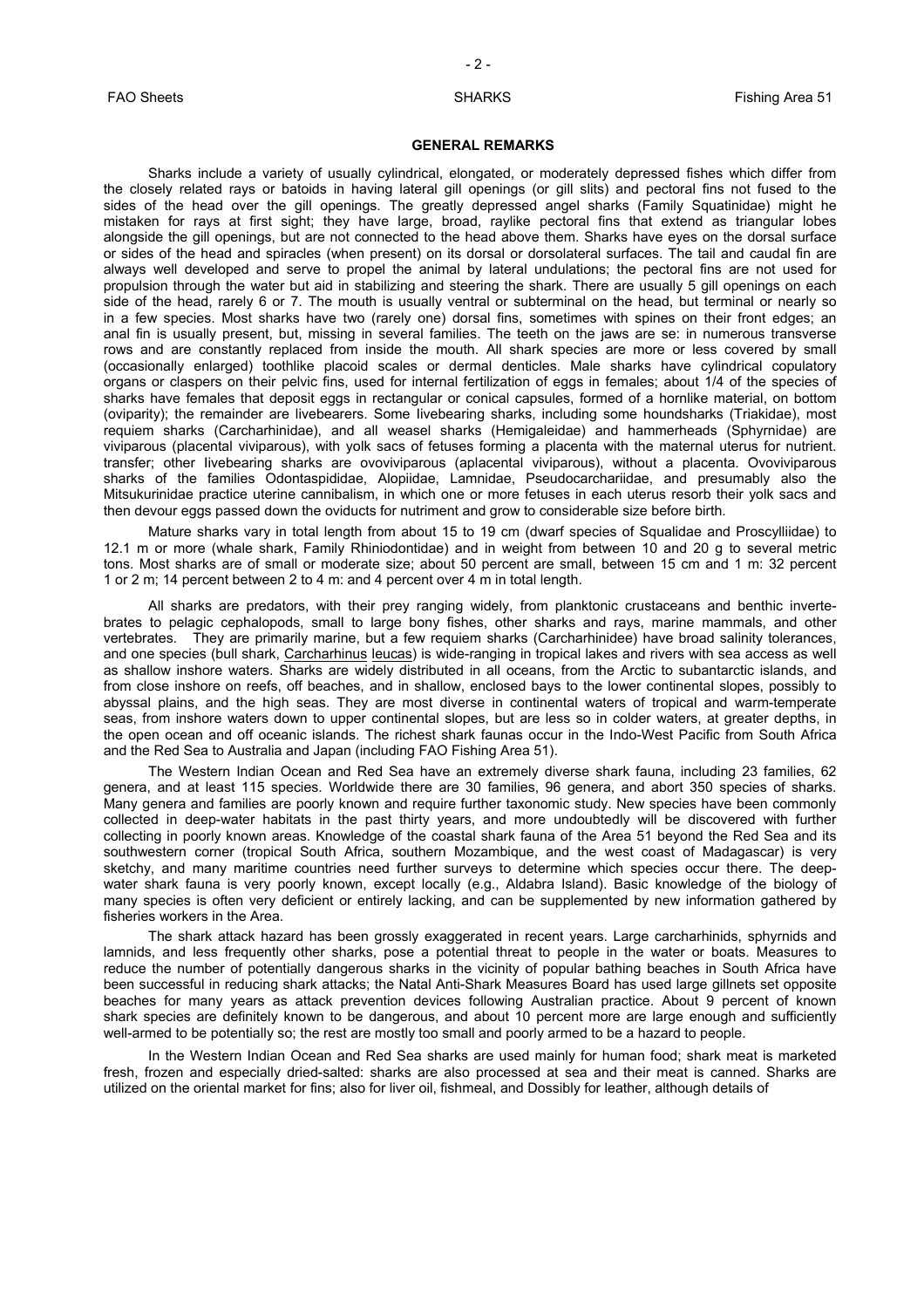## GENERAL REMARKS

Sharks include a variety of usually cylindrical, elongated, or moderately depressed fishes which differ from the closely related rays or batoids in having lateral gill openings (or gill slits) and pectoral fins not fused to the sides of the head over the gill openings. The greatly depressed angel sharks (Family Squatinidae) might he mistaken for rays at first sight; they have large, broad, raylike pectoral fins that extend as triangular lobes alongside the gill openings, but are not connected to the head above them. Sharks have eyes on the dorsal surface or sides of the head and spiracles (when present) on its dorsal or dorsolateral surfaces. The tail and caudal fin are always well developed and serve to propel the animal by lateral undulations; the pectoral fins are not used for propulsion through the water but aid in stabilizing and steering the shark. There are usually 5 gill openings on each side of the head, rarely 6 or 7. The mouth is usually ventral or subterminal on the head, but terminal or nearly so in a few species. Most sharks have two (rarely one) dorsal fins, sometimes with spines on their front edges; an anal fin is usually present, but, missing in several families. The teeth on the jaws are se: in numerous transverse rows and are constantly replaced from inside the mouth. All shark species are more or less covered by small (occasionally enlarged) toothlike placoid scales or dermal denticles. Male sharks have cylindrical copulatory organs or claspers on their pelvic fins, used for internal fertilization of eggs in females; about 1/4 of the species of sharks have females that deposit eggs in rectangular or conical capsules, formed of a hornlike material, on bottom (oviparity); the remainder are livebearers. Some Iivebearing sharks, including some houndsharks (Triakidae), most requiem sharks (Carcharhinidae), and all weasel sharks (Hemigaleidae) and hammerheads (Sphyrnidae) are viviparous (placental viviparous), with yolk sacs of fetuses forming a placenta with the maternal uterus for nutrient. transfer; other Iivebearing sharks are ovoviviparous (aplacental viviparous), without a placenta. Ovoviviparous sharks of the families Odontaspididae, Alopiidae, Lamnidae, Pseudocarchariidae, and presumably also the Mitsukurinidae practice uterine cannibalism, in which one or more fetuses in each uterus resorb their yolk sacs and then devour eggs passed down the oviducts for nutriment and grow to considerable size before birth.

Mature sharks vary in total length from about 15 to 19 cm (dwarf species of Squalidae and Proscylliidae) to 12.1 m or more (whale shark, Family Rhiniodontidae) and in weight from between 10 and 20 g to several metric tons. Most sharks are of small or moderate size; about 50 percent are small, between 15 cm and 1 m: 32 percent 1 or 2 m; 14 percent between 2 to 4 m: and 4 percent over 4 m in total length.

All sharks are predators, with their prey ranging widely, from planktonic crustaceans and benthic invertebrates to pelagic cephalopods, small to large bony fishes, other sharks and rays, marine mammals, and other vertebrates. They are primarily marine, but a few requiem sharks (Carcharhinidee) have broad salinity tolerances, and one species (bull shark, Carcharhinus leucas) is wide-ranging in tropical lakes and rivers with sea access as well as shallow inshore waters. Sharks are widely distributed in all oceans, from the Arctic to subantarctic islands, and from close inshore on reefs, off beaches, and in shallow, enclosed bays to the lower continental slopes, possibly to abyssal plains, and the high seas. They are most diverse in continental waters of tropical and warm-temperate seas, from inshore waters down to upper continental slopes, but are less so in colder waters, at greater depths, in the open ocean and off oceanic islands. The richest shark faunas occur in the Indo-West Pacific from South Africa and the Red Sea to Australia and Japan (including FAO Fishing Area 51).

The Western Indian Ocean and Red Sea have an extremely diverse shark fauna, including 23 families, 62 genera, and at least 115 species. Worldwide there are 30 families, 96 genera, and abort 350 species of sharks. Many genera and families are poorly known and require further taxonomic study. New species have been commonly collected in deep-water habitats in the past thirty years, and more undoubtedly will be discovered with further collecting in poorly known areas. Knowledge of the coastal shark fauna of the Area 51 beyond the Red Sea and its southwestern corner (tropical South Africa, southern Mozambique, and the west coast of Madagascar) is very sketchy, and many maritime countries need further surveys to determine which species occur there. The deep-water shark fauna is very poorly known, except locally (e.g., Aldabra Island). Basic knowledge of the biology of many species is often very deficient or entirely lacking, and can be supplemented by new information gathered by fisheries workers in the Area.

The shark attack hazard has been grossly exaggerated in recent years. Large carcharhinids, sphyrnids and lamnids, and less frequently other sharks, pose a potential threat to people in the water or boats. Measures to reduce the number of potentially dangerous sharks in the vicinity of popular bathing beaches in South Africa have been successful in reducing shark attacks; the Natal Anti-Shark Measures Board has used large gillnets set opposite beaches for many years as attack prevention devices following Australian practice. About 9 percent of known shark species are definitely known to be dangerous, and about 10 percent more are large enough and sufficiently well-armed to be potentially so; the rest are mostly too small and poorly armed to be a hazard to people.

In the Western Indian Ocean and Red Sea sharks are used mainly for human food; shark meat is marketed fresh, frozen and especially dried-salted: sharks are also processed at sea and their meat is canned. Sharks are utilized on the oriental market for fins; also for liver oil, fishmeal, and Dossibly for leather, although details of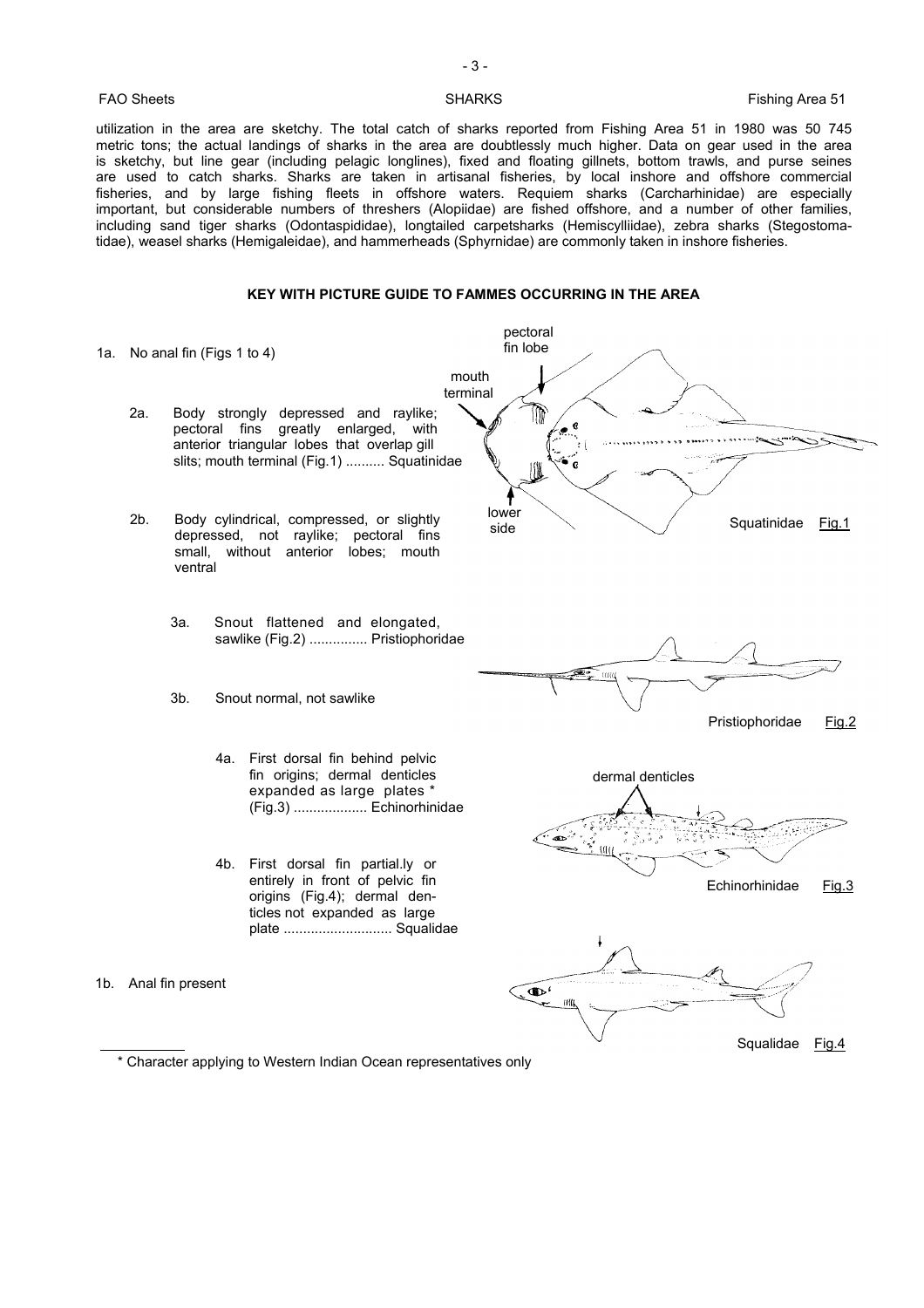utilization in the area are sketchy. The total catch of sharks reported from Fishing Area 51 in 1980 was 50 745 metric tons; the actual landings of sharks in the area are doubtlessly much higher. Data on gear used in the area is sketchy, but line gear (including pelagic longlines), fixed and floating gillnets, bottom trawls, and purse seines are used to catch sharks. Sharks are taken in artisanal fisheries, by local inshore and offshore commercial fisheries, and by large fishing fleets in offshore waters. Requiem sharks (Carcharhinidae) are especially important, but considerable numbers of threshers (Alopiidae) are fished offshore, and a number of other families, including sand tiger sharks (Odontaspididae), longtailed carpetsharks (Hemiscylliidae), zebra sharks (Stegostomatidae), weasel sharks (Hemigaleidae), and hammerheads (Sphyrnidae) are commonly taken in inshore fisheries.

### KEY WITH PICTURE GUIDE TO FAMMES OCCURRING IN THE AREA

1a. No anal fin (Figs 1 to 4)

- 2a. Body strongly depressed and raylike; pectoral fins greatly enlarged, with anterior triangular lobes that overlap gill slits; mouth terminal (Fig.1) .......... Squatinidae

  pectoral fin lobe; mouth terminal; lower side

  Squatinidae Fig.1

- 2b. Body cylindrical, compressed, or slightly depressed, not raylike; pectoral fins small, without anterior lobes; mouth ventral

  - 3a. Snout flattened and elongated, sawlike (Fig.2) ............... Pristiophoridae

    Pristiophoridae Fig.2

  - 3b. Snout normal, not sawlike

    - 4a. First dorsal fin behind pelvic fin origins; dermal denticles expanded as large plates * (Fig.3) ................... Echinorhinidae

      dermal denticles

      Echinorhinidae Fig.3

    - 4b. First dorsal fin partial.ly or entirely in front of pelvic fin origins (Fig.4); dermal denticles not expanded as large plate ............................ Squalidae

      Squalidae Fig.4

1b. Anal fin present

---

\* Character applying to Western Indian Ocean representatives only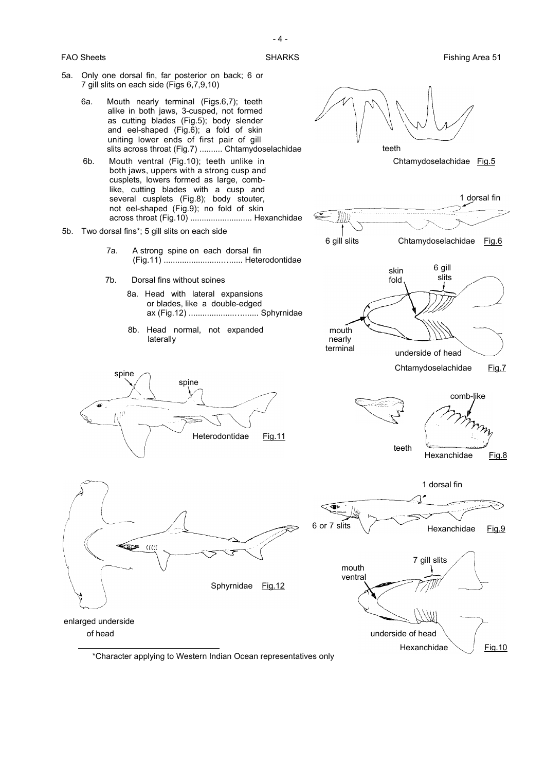5a. Only one dorsal fin, far posterior on back; 6 or 7 gill slits on each side (Figs 6,7,9,10)

6a. Mouth nearly terminal (Figs.6,7); teeth alike in both jaws, 3-cusped, not formed as cutting blades (Fig.5); body slender and eel-shaped (Fig.6); a fold of skin uniting lower ends of first pair of gill slits across throat (Fig.7) .......... Chtamydoselachidae

6b. Mouth ventral (Fig.10); teeth unlike in both jaws, uppers with a strong cusp and cusplets, lowers formed as large, comb-like, cutting blades with a cusp and several cusplets (Fig.8); body stouter, not eel-shaped (Fig.9); no fold of skin across throat (Fig.10) ........................... Hexanchidae

5b. Two dorsal fins*; 5 gill slits on each side

7a. A strong spine on each dorsal fin (Fig.11) ........................…..... Heterodontidae

7b. Dorsal fins without spines

8a. Head with lateral expansions or blades, like a double-edged ax (Fig.12) ...................…....... Sphyrnidae

8b. Head normal, not expanded laterally

teeth

Chtamydoselachidae Fig.5

1 dorsal fin

6 gill slits

Chtamydoselachidae Fig.6

skin fold

6 gill slits

mouth nearly terminal

underside of head

Chtamydoselachidae Fig.7

spine

spine

Heterodontidae Fig.11

comb-like

teeth

Hexanchidae Fig.8

1 dorsal fin

6 or 7 slits

Hexanchidae Fig.9

Sphyrnidae Fig.12

enlarged underside of head

7 gill slits

mouth ventral

underside of head

Hexanchidae Fig.10

*Character applying to Western Indian Ocean representatives only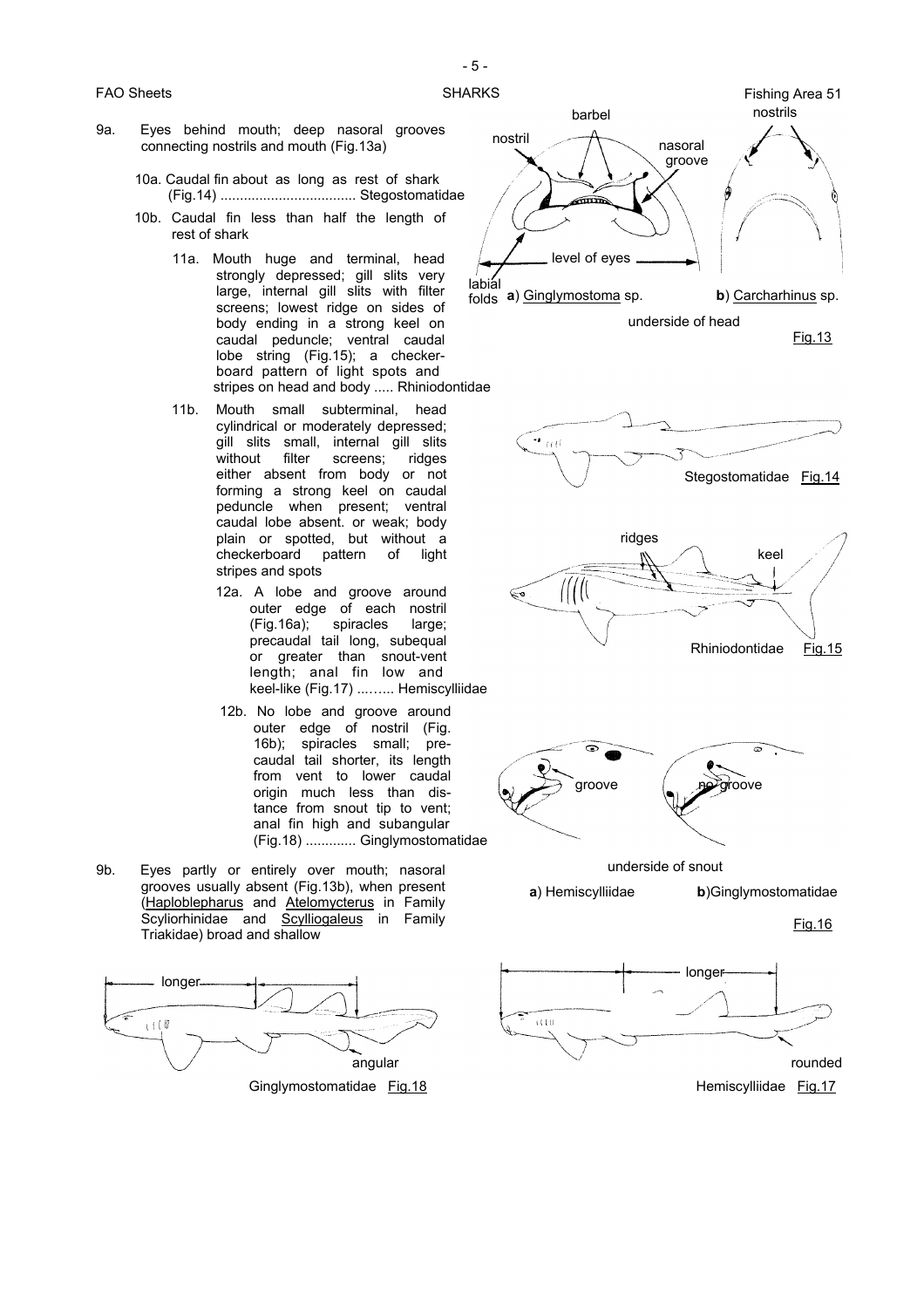9a. Eyes behind mouth; deep nasoral grooves connecting nostrils and mouth (Fig.13a)

- 10a. Caudal fin about as long as rest of shark (Fig.14) .................................. Stegostomatidae
- 10b. Caudal fin less than half the length of rest of shark
  - 11a. Mouth huge and terminal, head strongly depressed; gill slits very large, internal gill slits with filter screens; lowest ridge on sides of body ending in a strong keel on caudal peduncle; ventral caudal lobe string (Fig.15); a checkerboard pattern of light spots and stripes on head and body ..... Rhiniodontidae
  - 11b. Mouth small subterminal, head cylindrical or moderately depressed; gill slits small, internal gill slits without filter screens; ridges either absent from body or not forming a strong keel on caudal peduncle when present; ventral caudal lobe absent. or weak; body plain or spotted, but without a checkerboard pattern of light stripes and spots
    - 12a. A lobe and groove around outer edge of each nostril (Fig.16a); spiracles large; precaudal tail long, subequal or greater than snout-vent length; anal fin low and keel-like (Fig.17) ...….. Hemiscylliidae
    - 12b. No lobe and groove around outer edge of nostril (Fig. 16b); spiracles small; precaudal tail shorter, its length from vent to lower caudal origin much less than distance from snout tip to vent; anal fin high and subangular (Fig.18) ............. Ginglymostomatidae

9b. Eyes partly or entirely over mouth; nasoral grooves usually absent (Fig.13b), when present (Haploblepharus and Atelomycterus in Family Scyliorhinidae and Scylliogaleus in Family Triakidae) broad and shallow

a) Ginglymostoma sp. b) Carcharhinus sp.

underside of head

Fig.13

Stegostomatidae Fig.14

Rhiniodontidae Fig.15

underside of snout

a) Hemiscylliidae b) Ginglymostomatidae

Fig.16

Ginglymostomatidae Fig.18

Hemiscylliidae Fig.17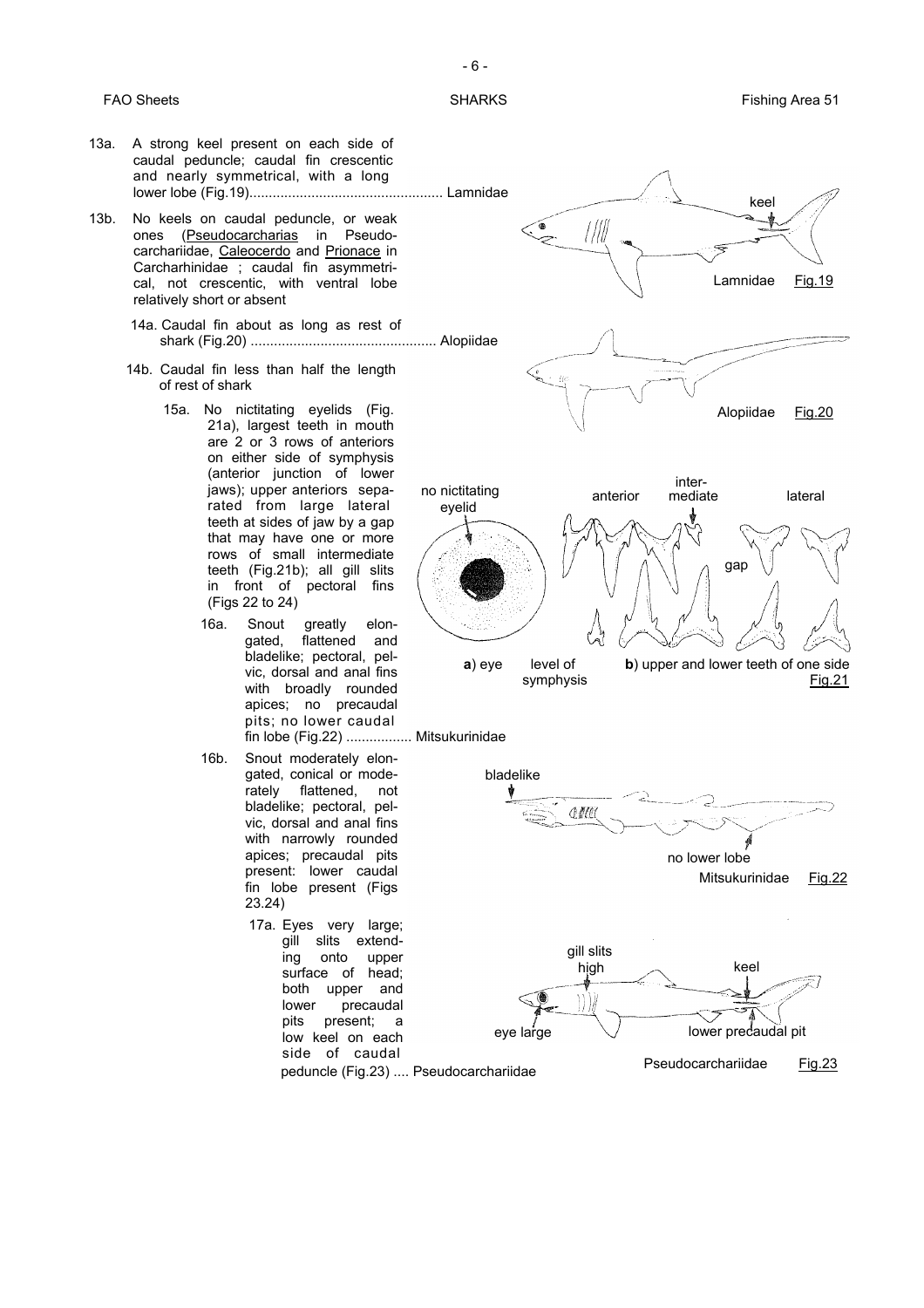13a. A strong keel present on each side of caudal peduncle; caudal fin crescentic and nearly symmetrical, with a long lower lobe (Fig.19).................................................. Lamnidae

13b. No keels on caudal peduncle, or weak ones (Pseudocarcharias in Pseudocarchariidae, Caleocerdo and Prionace in Carcharhinidae ; caudal fin asymmetrical, not crescentic, with ventral lobe relatively short or absent

14a. Caudal fin about as long as rest of shark (Fig.20) ................................................ Alopiidae

14b. Caudal fin less than half the length of rest of shark

15a. No nictitating eyelids (Fig. 21a), largest teeth in mouth are 2 or 3 rows of anteriors on either side of symphysis (anterior junction of lower jaws); upper anteriors separated from large lateral teeth at sides of jaw by a gap that may have one or more rows of small intermediate teeth (Fig.21b); all gill slits in front of pectoral fins (Figs 22 to 24)

16a. Snout greatly elongated, flattened and bladelike; pectoral, pelvic, dorsal and anal fins with broadly rounded apices; no precaudal pits; no lower caudal fin lobe (Fig.22) ................. Mitsukurinidae

16b. Snout moderately elongated, conical or moderately flattened, not bladelike; pectoral, pelvic, dorsal and anal fins with narrowly rounded apices; precaudal pits present: lower caudal fin lobe present (Figs 23.24)

17a. Eyes very large; gill slits extending onto upper surface of head; both upper and lower precaudal pits present; a low keel on each side of caudal peduncle (Fig.23) .... Pseudocarchariidae

keel

Lamnidae Fig.19

Alopiidae Fig.20

no nictitating eyelid

anterior

intermediate

lateral

gap

a) eye

level of symphysis

b) upper and lower teeth of one side

Fig.21

bladelike

no lower lobe

Mitsukurinidae Fig.22

gill slits high

keel

eye large

lower precaudal pit

Pseudocarchariidae Fig.23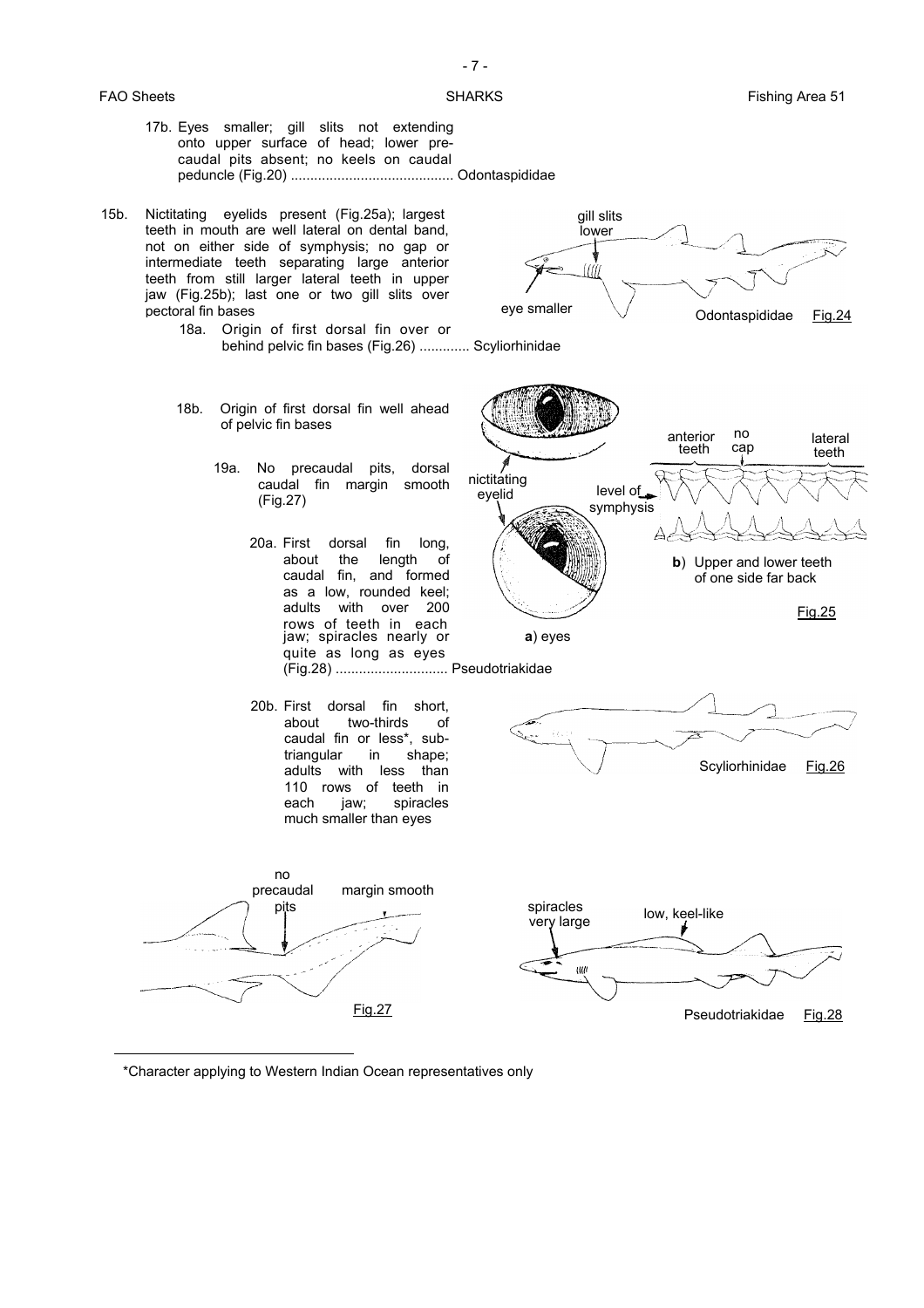17b. Eyes smaller; gill slits not extending onto upper surface of head; lower precaudal pits absent; no keels on caudal peduncle (Fig.20) .......................................... Odontaspididae

15b. Nictitating eyelids present (Fig.25a); largest teeth in mouth are well lateral on dental band, not on either side of symphysis; no gap or intermediate teeth separating large anterior teeth from still larger lateral teeth in upper jaw (Fig.25b); last one or two gill slits over pectoral fin bases

18a. Origin of first dorsal fin over or behind pelvic fin bases (Fig.26) ............. Scyliorhinidae

18b. Origin of first dorsal fin well ahead of pelvic fin bases

19a. No precaudal pits, dorsal caudal fin margin smooth (Fig.27)

20a. First dorsal fin long, about the length of caudal fin, and formed as a low, rounded keel; adults with over 200 rows of teeth in each jaw; spiracles nearly or quite as long as eyes (Fig.28) ............................ Pseudotriakidae

20b. First dorsal fin short, about two-thirds of caudal fin or less*, subtriangular in shape; adults with less than 110 rows of teeth in each jaw; spiracles much smaller than eyes

gill slits lower

eye smaller

Odontaspididae Fig.24

nictitating eyelid

a) eyes

anterior teeth

no cap

lateral teeth

level of symphysis

b) Upper and lower teeth of one side far back

Fig.25

Scyliorhinidae Fig.26

no precaudal pits

margin smooth

Fig.27

spiracles very large

low, keel-like

Pseudotriakidae Fig.28

*Character applying to Western Indian Ocean representatives only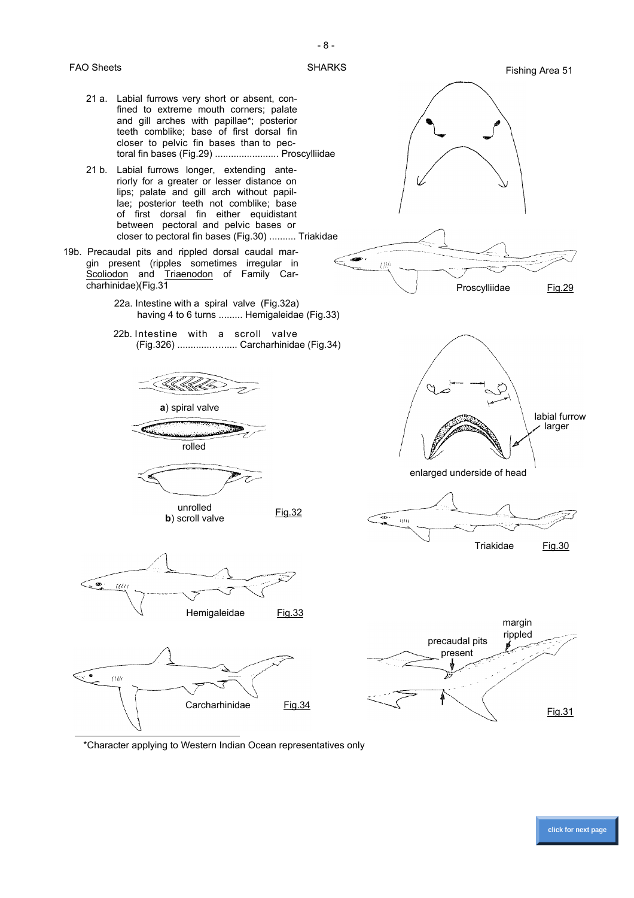21 a. Labial furrows very short or absent, confined to extreme mouth corners; palate and gill arches with papillae*; posterior teeth comblike; base of first dorsal fin closer to pelvic fin bases than to pectoral fin bases (Fig.29) ........................ Proscylliidae

21 b. Labial furrows longer, extending anteriorly for a greater or lesser distance on lips; palate and gill arch without papillae; posterior teeth not comblike; base of first dorsal fin either equidistant between pectoral and pelvic bases or closer to pectoral fin bases (Fig.30) .......... Triakidae

19b. Precaudal pits and rippled dorsal caudal margin present (ripples sometimes irregular in Scoliodon and Triaenodon of Family Carcharhinidae)(Fig.31

22a. Intestine with a spiral valve (Fig.32a) having 4 to 6 turns ......... Hemigaleidae (Fig.33)

22b. Intestine with a scroll valve (Fig.326) ..................... Carcharhinidae (Fig.34)

Proscylliidae Fig.29

labial furrow larger

enlarged underside of head

Triakidae Fig.30

**a**) spiral valve

rolled

unrolled

**b**) scroll valve

Fig.32

Hemigaleidae Fig.33

Carcharhinidae Fig.34

precaudal pits present

margin rippled

Fig.31

*Character applying to Western Indian Ocean representatives only